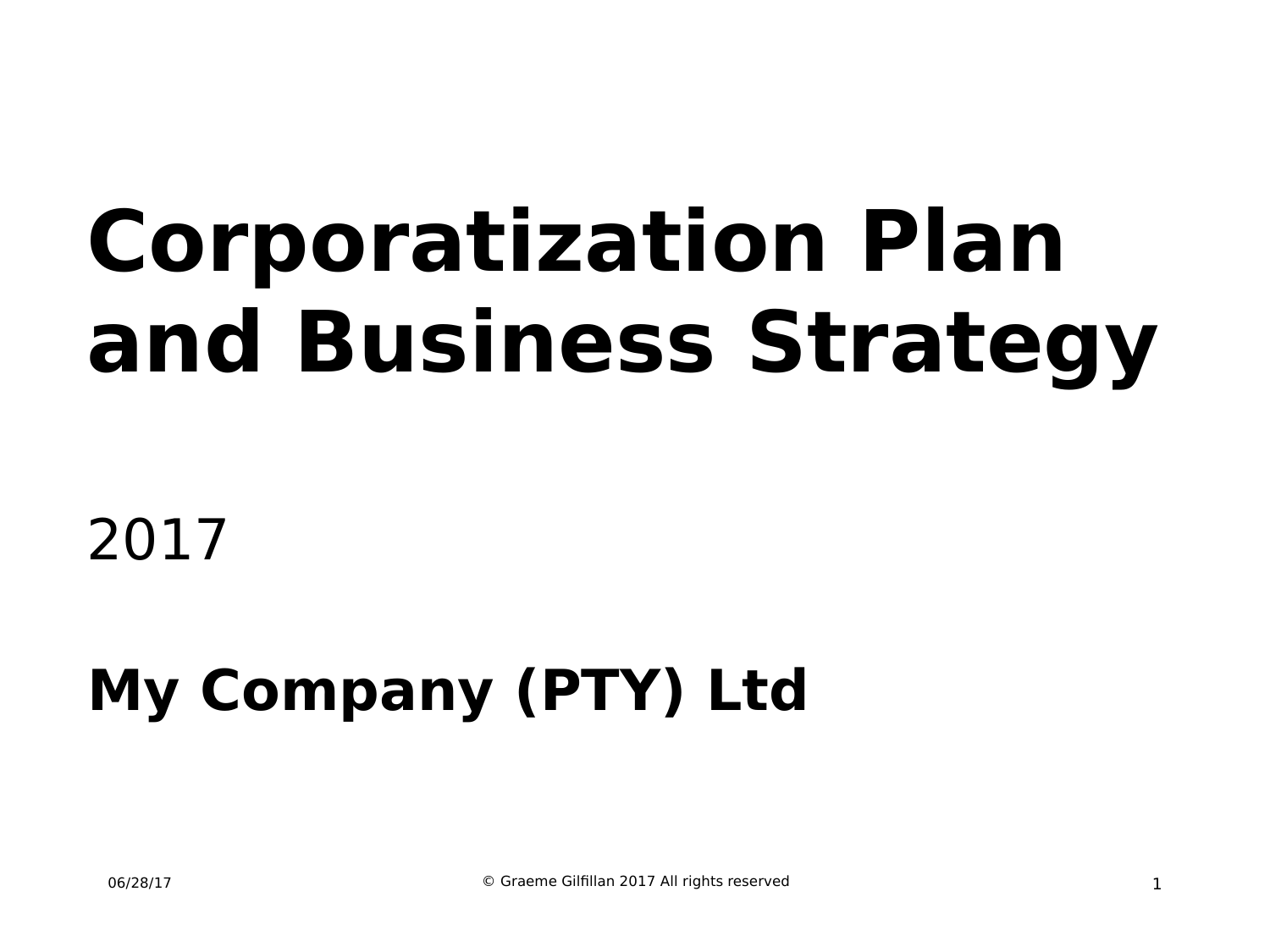# Corporatization Plan and Business Strategy

2017

**My Company (PTY) Ltd**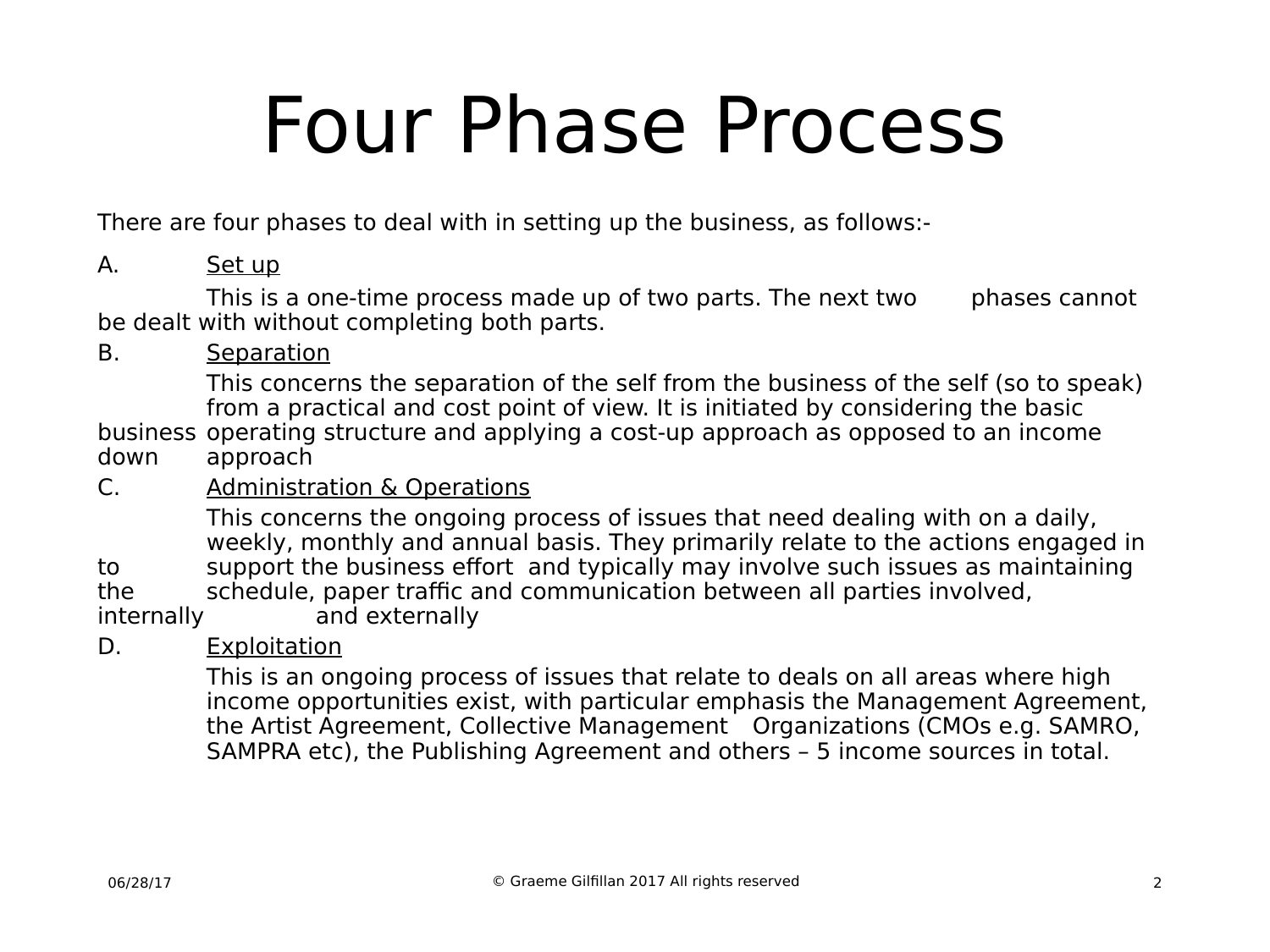# Four Phase Process

There are four phases to deal with in setting up the business, as follows:-

A. Set up

This is a one-time process made up of two parts. The next two phases cannot be dealt with without completing both parts.

B. Separation

This concerns the separation of the self from the business of the self (so to speak) from a practical and cost point of view. It is initiated by considering the basic business operating structure and applying a cost-up approach as opposed to an income down approach

C. Administration & Operations

This concerns the ongoing process of issues that need dealing with on a daily, weekly, monthly and annual basis. They primarily relate to the actions engaged in to support the business effort and typically may involve such issues as maintaining the schedule, paper traffic and communication between all parties involved, internally and externally

D. Exploitation

This is an ongoing process of issues that relate to deals on all areas where high income opportunities exist, with particular emphasis the Management Agreement, the Artist Agreement, Collective Management Organizations (CMOs e.g. SAMRO, SAMPRA etc), the Publishing Agreement and others – 5 income sources in total.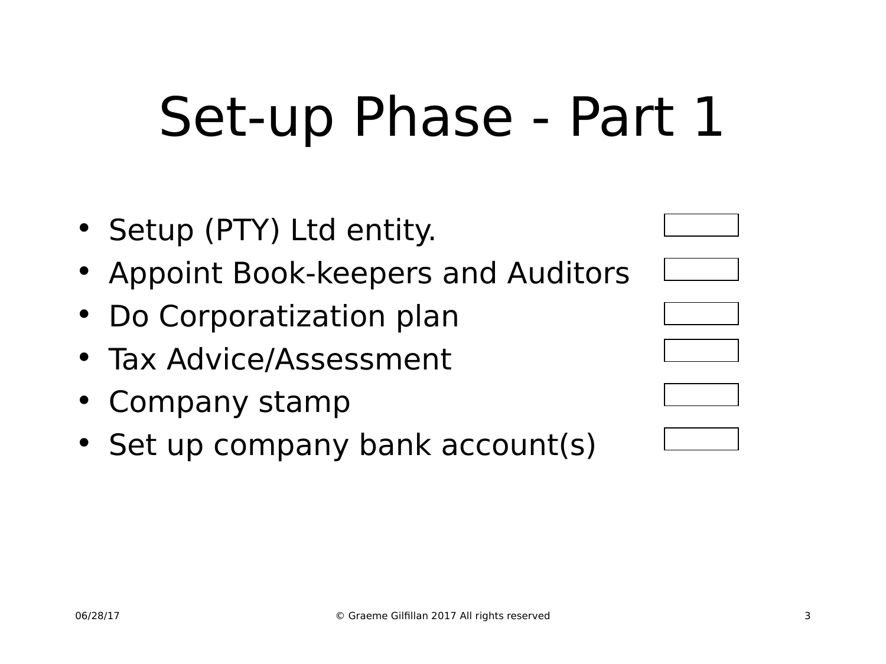# Set-up Phase - Part 1

- Setup (PTY) Ltd entity.
- Appoint Book-keepers and Auditors
- Do Corporatization plan
- Tax Advice/Assessment
- Company stamp
- Set up company bank account(s)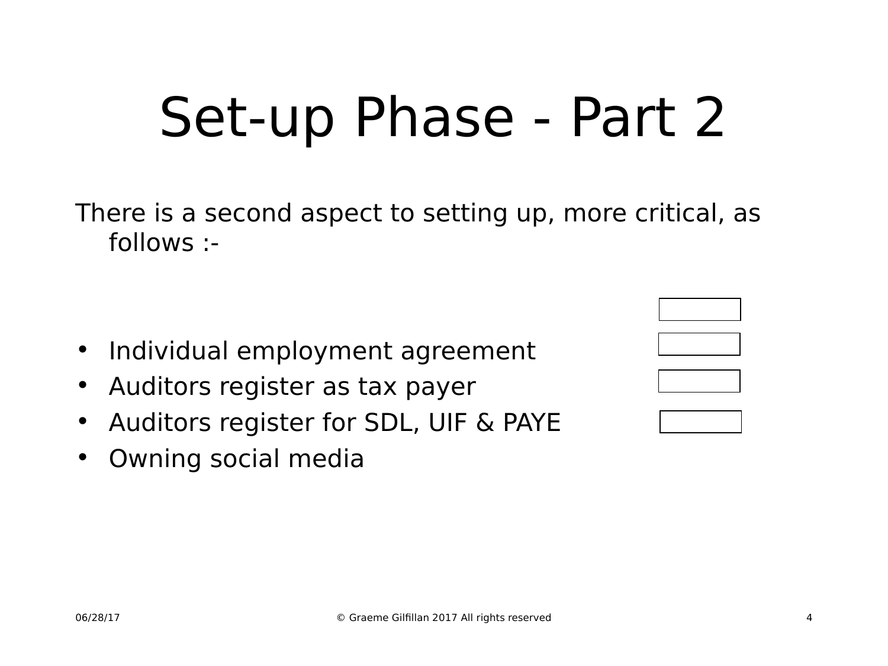# Set-up Phase - Part 2

There is a second aspect to setting up, more critical, as follows :-

- Individual employment agreement
- Auditors register as tax payer
- Auditors register for SDL, UIF & PAYE
- Owning social media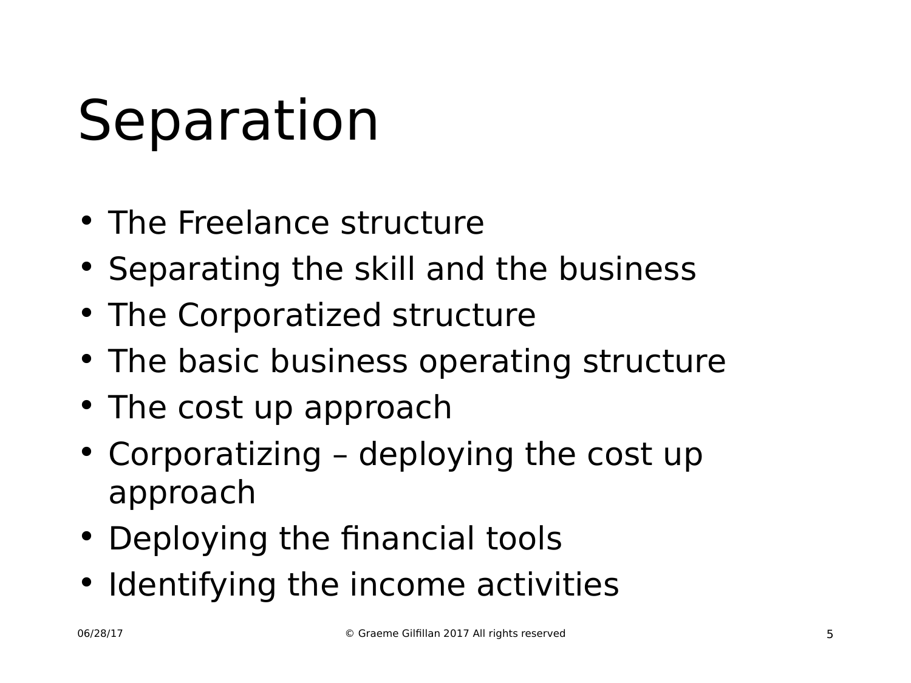# Separation

- The Freelance structure
- Separating the skill and the business
- The Corporatized structure
- The basic business operating structure
- The cost up approach
- Corporatizing – deploying the cost up approach
- Deploying the financial tools
- Identifying the income activities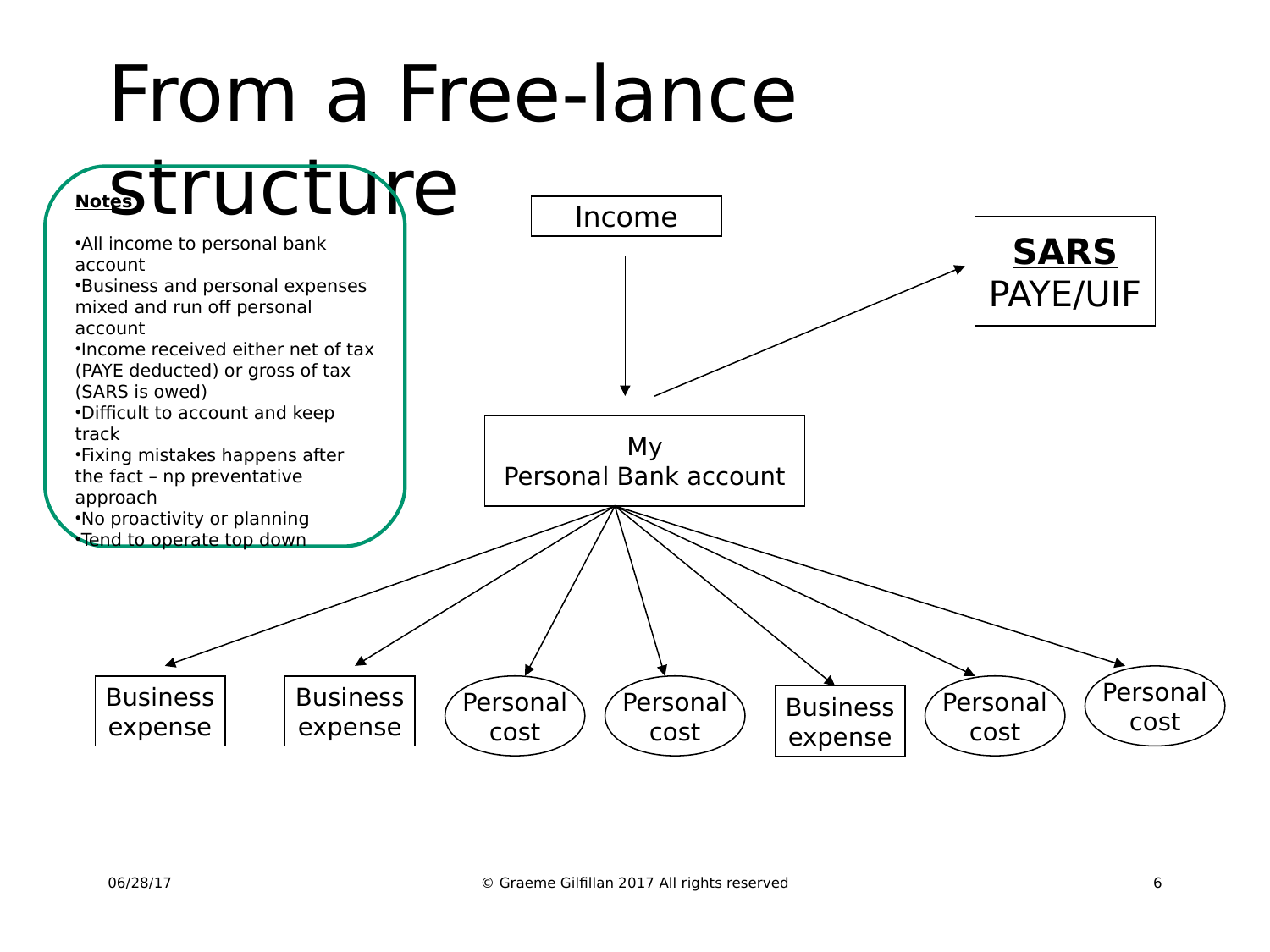# From a Free-lance structure

**Notes**

- All income to personal bank account
- Business and personal expenses mixed and run off personal account
- Income received either net of tax (PAYE deducted) or gross of tax (SARS is owed)
- Difficult to account and keep track
- Fixing mistakes happens after the fact – np preventative approach
- No proactivity or planning
- Tend to operate top down

Income

My
Personal Bank account

**SARS**
PAYE/UIF

Business expense

Business expense

Personal cost

Personal cost

Business expense

Personal cost

Personal cost

06/28/17

© Graeme Gilfillan 2017 All rights reserved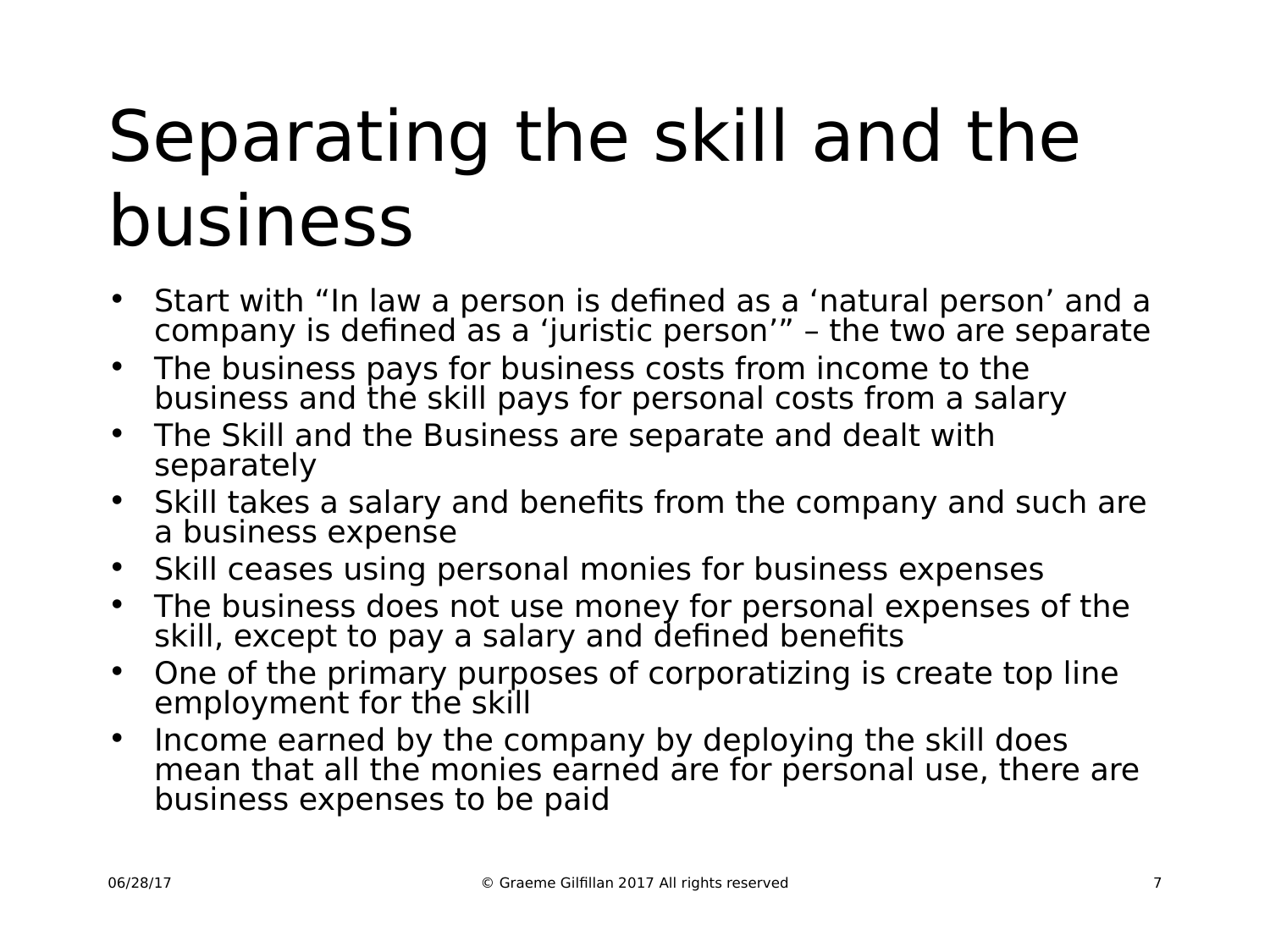# Separating the skill and the business

- Start with "In law a person is defined as a 'natural person' and a company is defined as a 'juristic person'" – the two are separate
- The business pays for business costs from income to the business and the skill pays for personal costs from a salary
- The Skill and the Business are separate and dealt with separately
- Skill takes a salary and benefits from the company and such are a business expense
- Skill ceases using personal monies for business expenses
- The business does not use money for personal expenses of the skill, except to pay a salary and defined benefits
- One of the primary purposes of corporatizing is create top line employment for the skill
- Income earned by the company by deploying the skill does mean that all the monies earned are for personal use, there are business expenses to be paid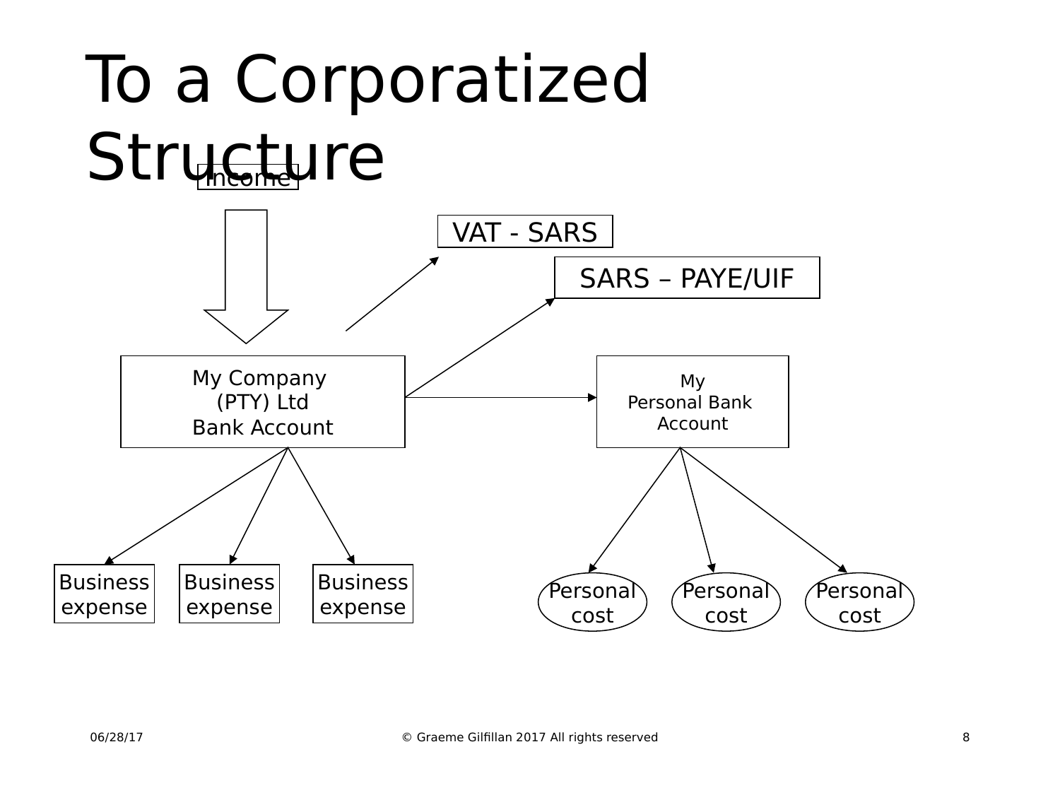# To a Corporatized Structure

Income

VAT - SARS

SARS – PAYE/UIF

My Company (PTY) Ltd Bank Account

My Personal Bank Account

Business expense

Business expense

Business expense

Personal cost

Personal cost

Personal cost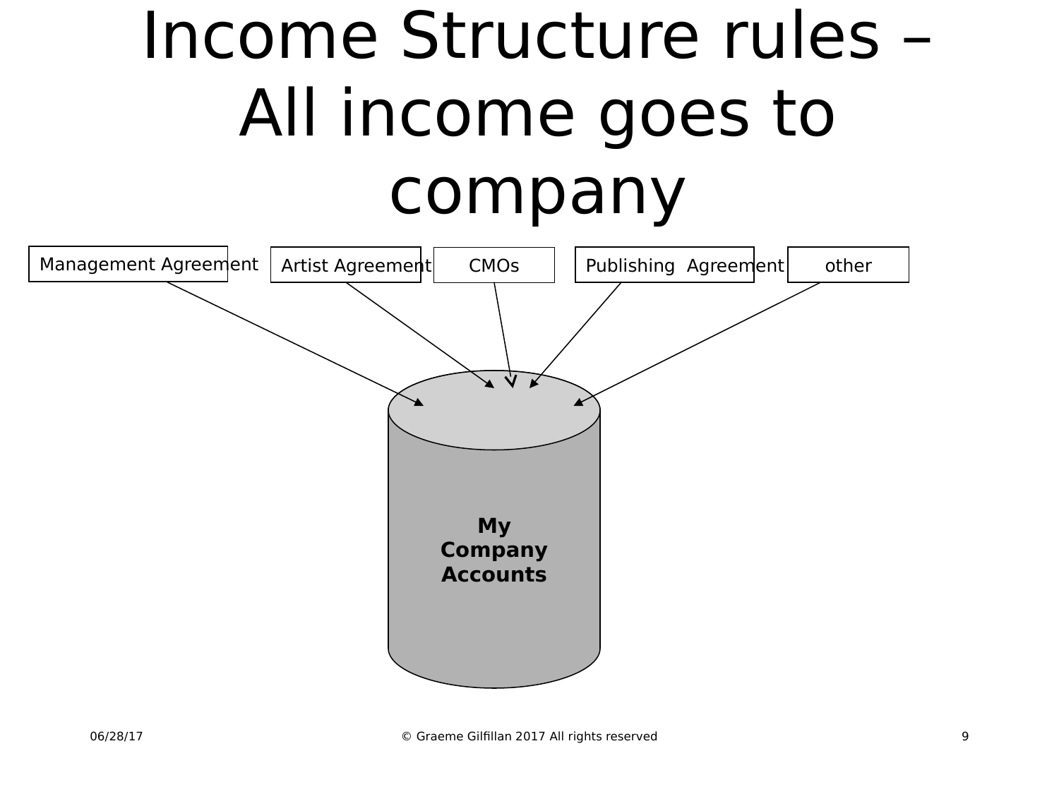# Income Structure rules – All income goes to company

Management Agreement

Artist Agreement

CMOs

Publishing Agreement

other

**My Company Accounts**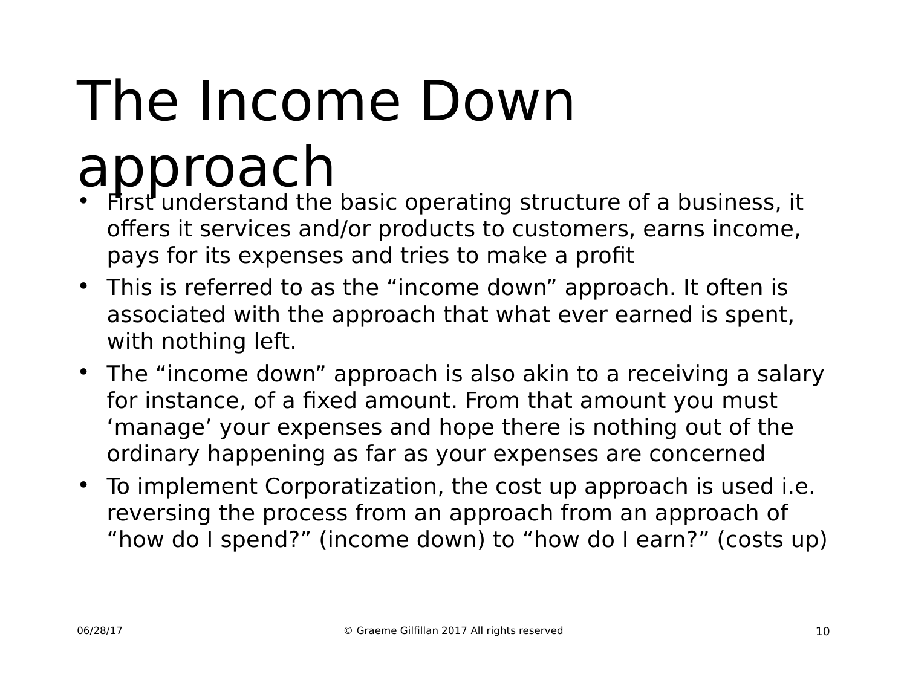# The Income Down approach

- First understand the basic operating structure of a business, it offers it services and/or products to customers, earns income, pays for its expenses and tries to make a profit
- This is referred to as the “income down” approach. It often is associated with the approach that what ever earned is spent, with nothing left.
- The “income down” approach is also akin to a receiving a salary for instance, of a fixed amount. From that amount you must ‘manage’ your expenses and hope there is nothing out of the ordinary happening as far as your expenses are concerned
- To implement Corporatization, the cost up approach is used i.e. reversing the process from an approach from an approach of “how do I spend?” (income down) to “how do I earn?” (costs up)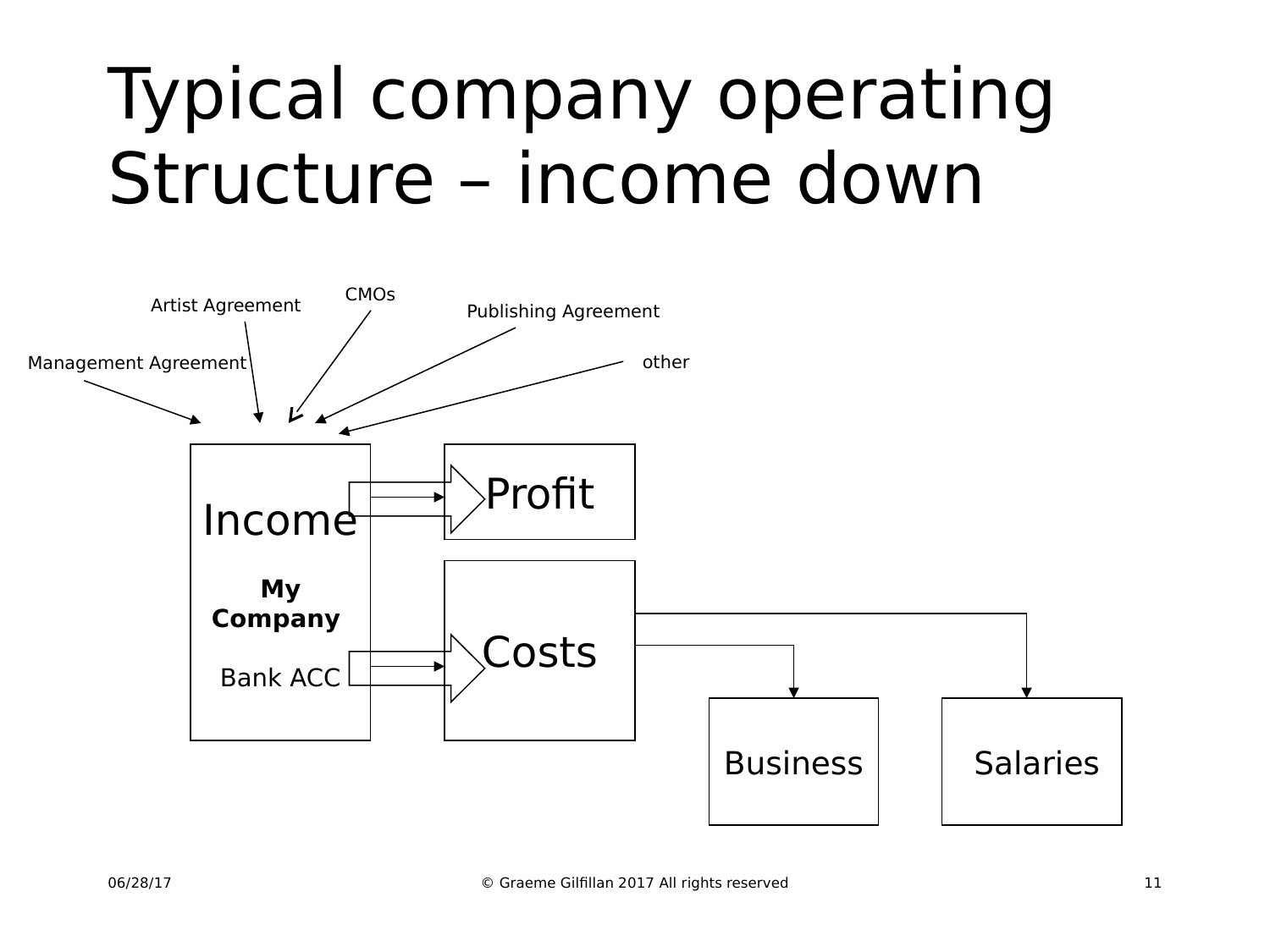# Typical company operating Structure – income down

Management Agreement

Artist Agreement

CMOs

Publishing Agreement

other

Income

**My Company**

Bank ACC

Profit

Costs

Business

Salaries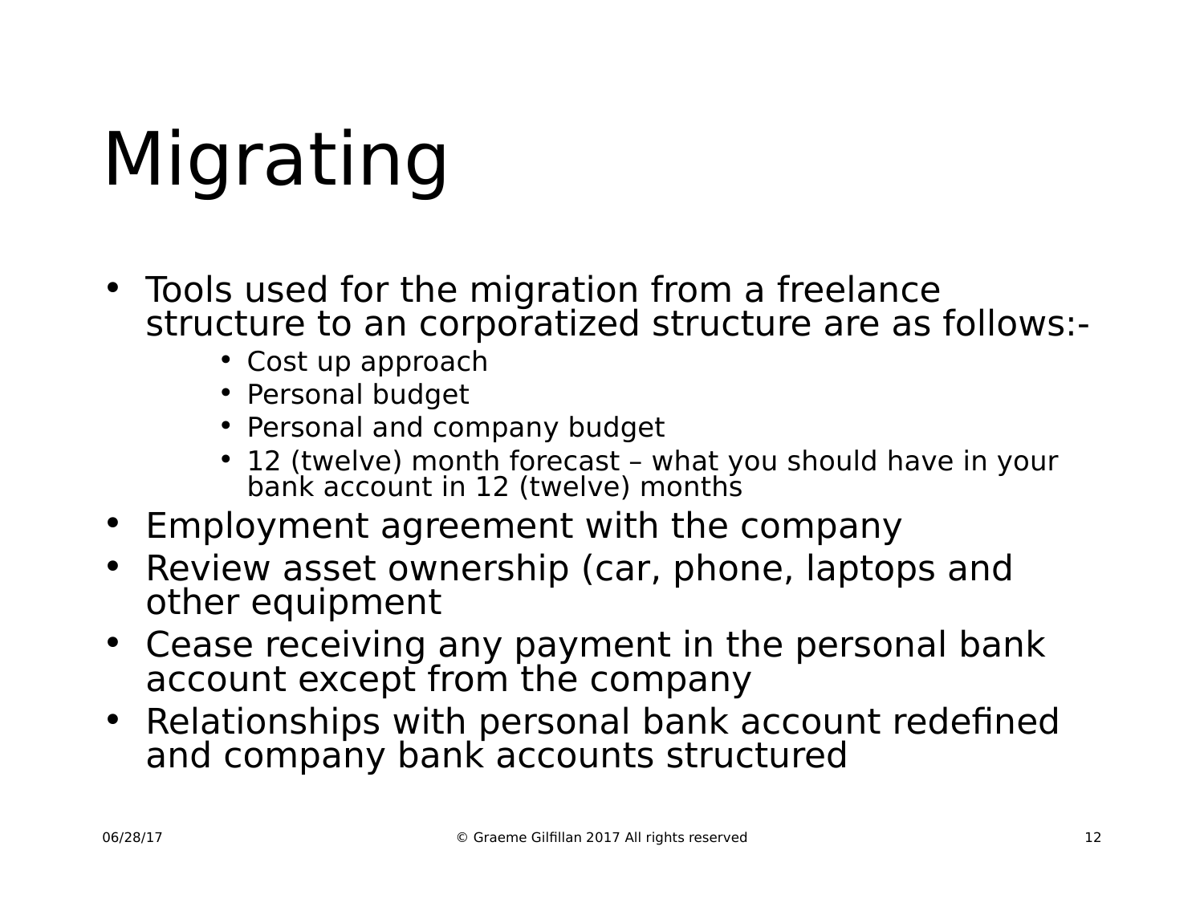# Migrating

- Tools used for the migration from a freelance structure to an corporatized structure are as follows:-
  - Cost up approach
  - Personal budget
  - Personal and company budget
  - 12 (twelve) month forecast – what you should have in your bank account in 12 (twelve) months
- Employment agreement with the company
- Review asset ownership (car, phone, laptops and other equipment
- Cease receiving any payment in the personal bank account except from the company
- Relationships with personal bank account redefined and company bank accounts structured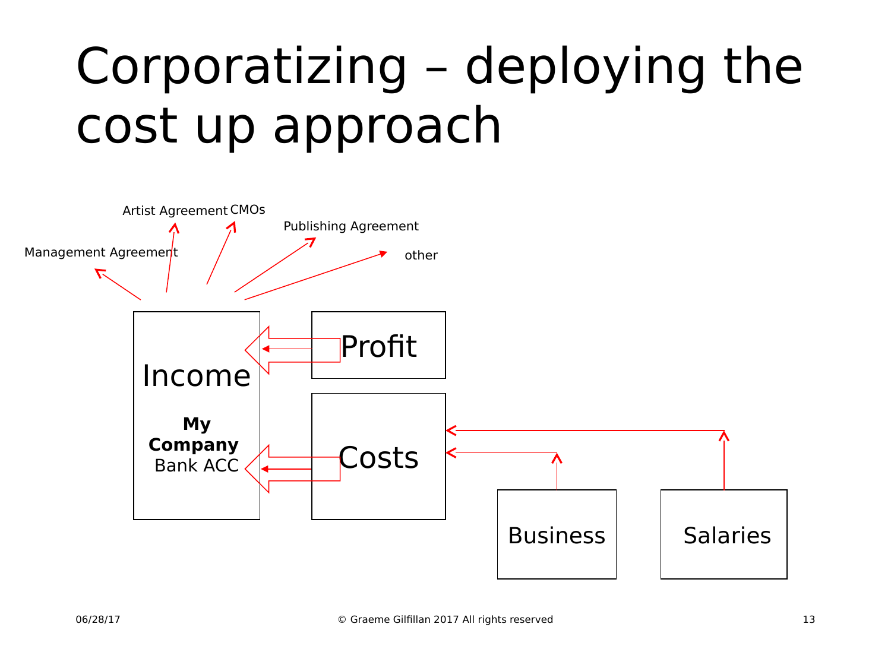# Corporatizing – deploying the cost up approach

Management Agreement

Artist Agreement

CMOs

Publishing Agreement

other

Income

**My Company** Bank ACC

Profit

Costs

Business

Salaries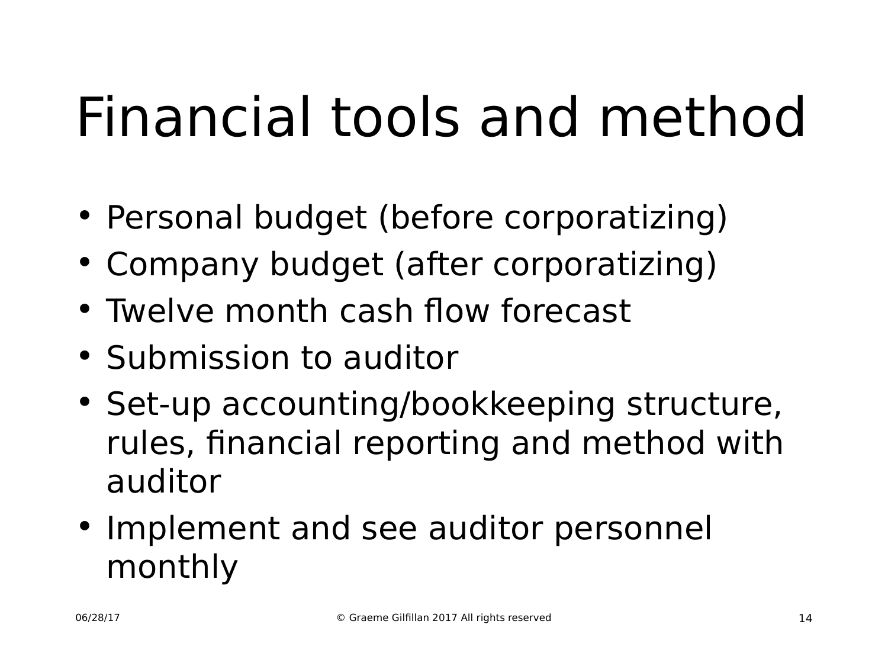# Financial tools and method

- Personal budget (before corporatizing)
- Company budget (after corporatizing)
- Twelve month cash flow forecast
- Submission to auditor
- Set-up accounting/bookkeeping structure, rules, financial reporting and method with auditor
- Implement and see auditor personnel monthly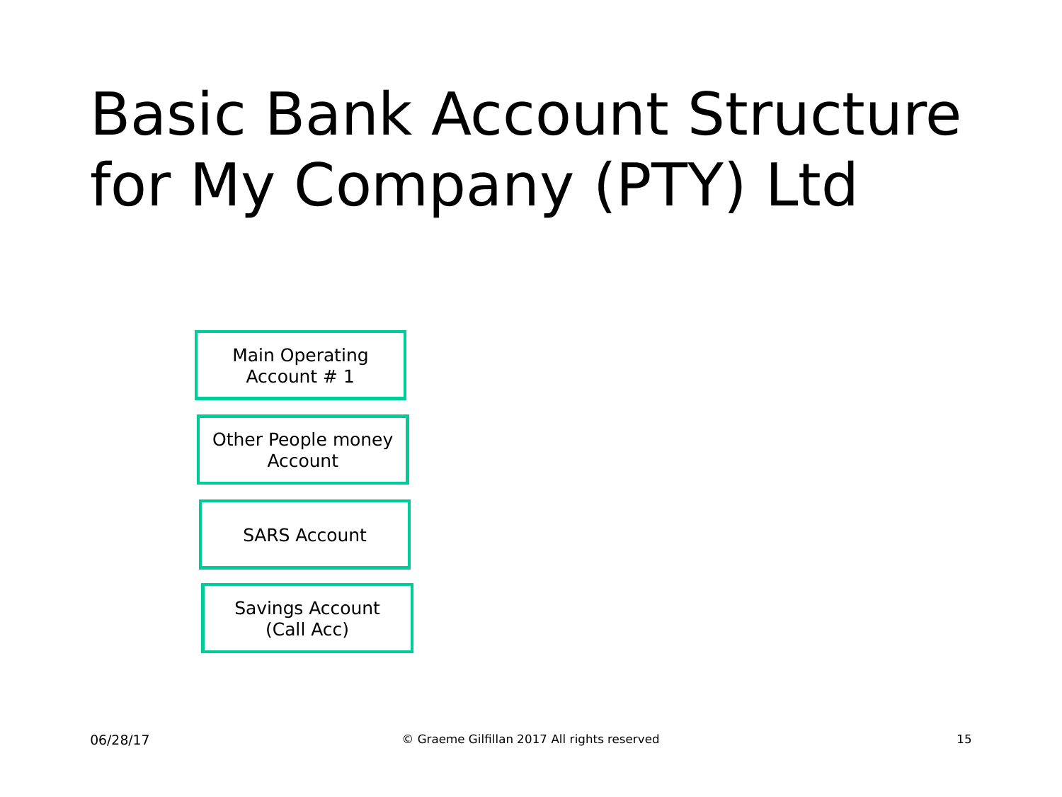# Basic Bank Account Structure for My Company (PTY) Ltd

- Main Operating Account # 1
- Other People money Account
- SARS Account
- Savings Account (Call Acc)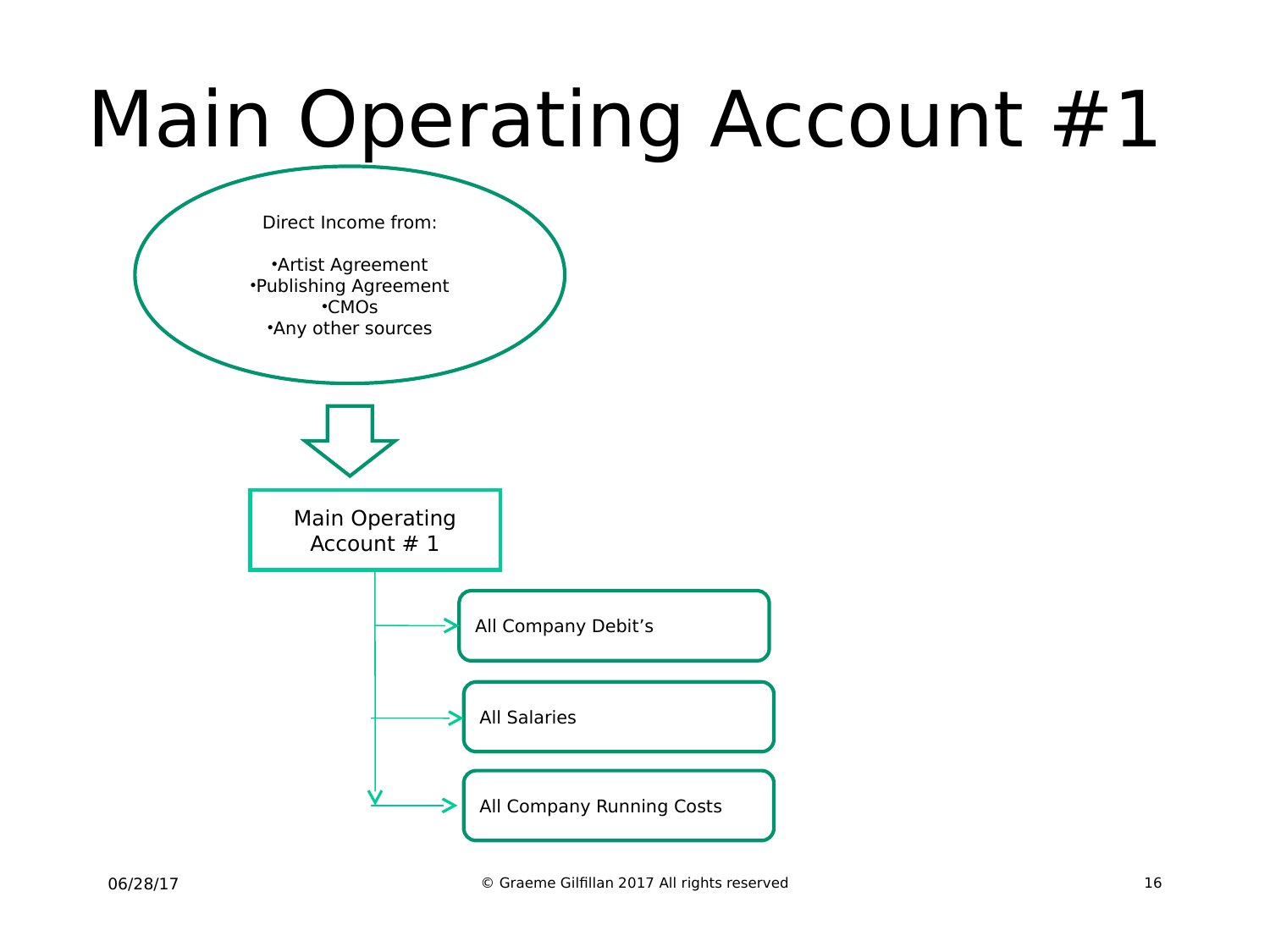# Main Operating Account #1

Direct Income from:

- Artist Agreement
- Publishing Agreement
- CMOs
- Any other sources

Main Operating Account # 1

- All Company Debit's
- All Salaries
- All Company Running Costs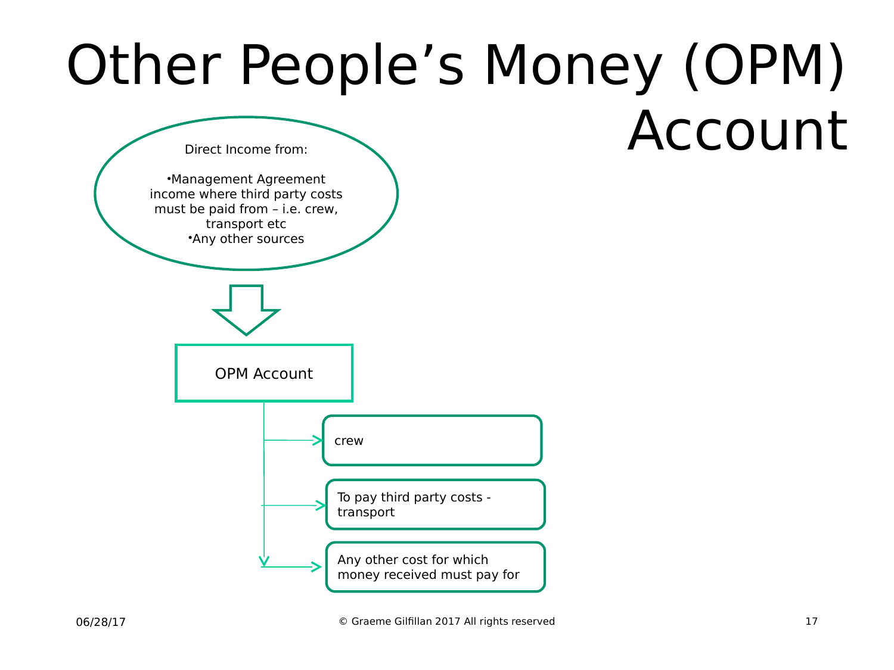# Other People's Money (OPM) Account

Direct Income from:

- Management Agreement income where third party costs must be paid from – i.e. crew, transport etc
- Any other sources

OPM Account

- crew
- To pay third party costs - transport
- Any other cost for which money received must pay for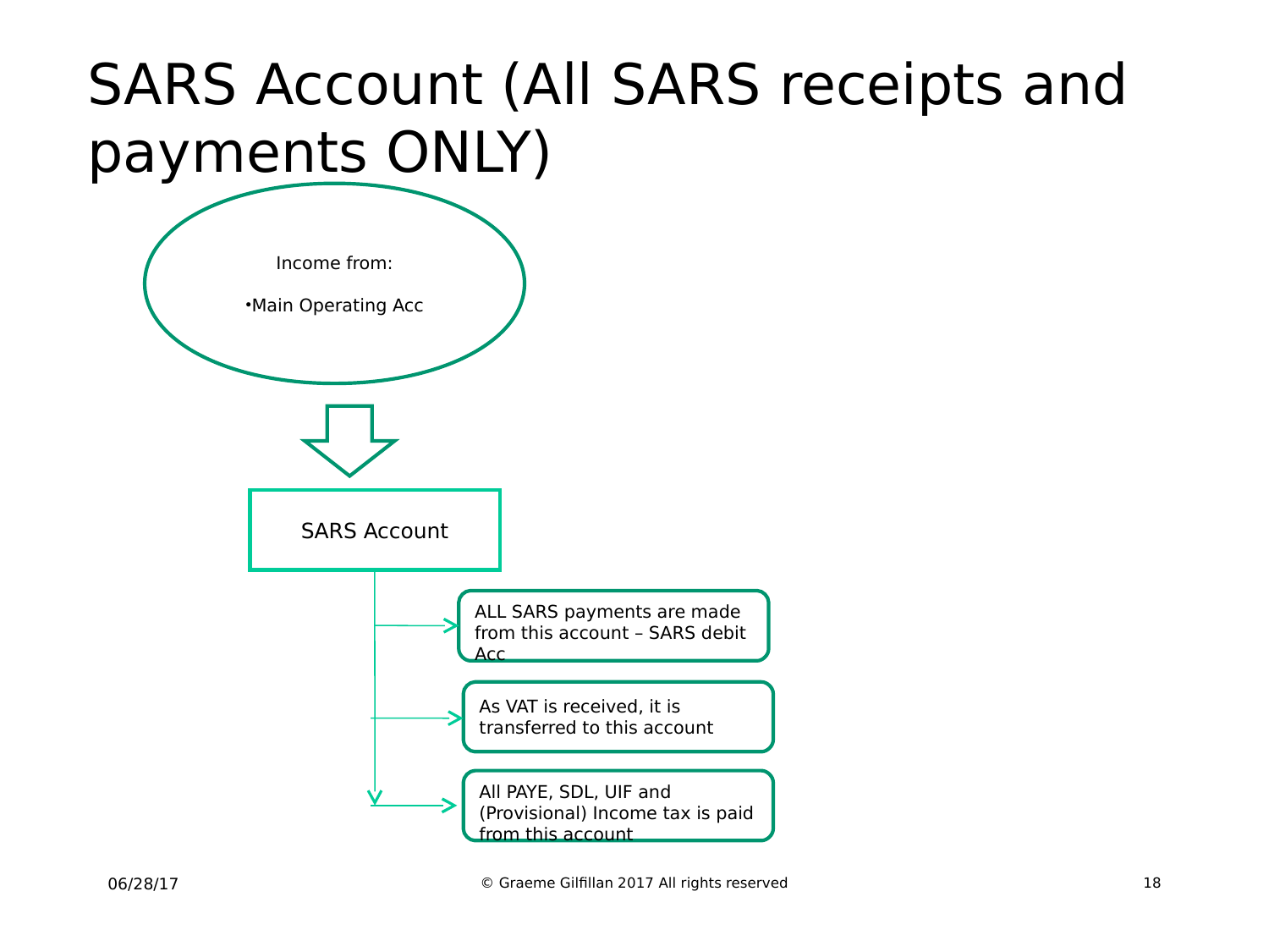# SARS Account (All SARS receipts and payments ONLY)

Income from:

- Main Operating Acc

SARS Account

- ALL SARS payments are made from this account – SARS debit Acc
- As VAT is received, it is transferred to this account
- All PAYE, SDL, UIF and (Provisional) Income tax is paid from this account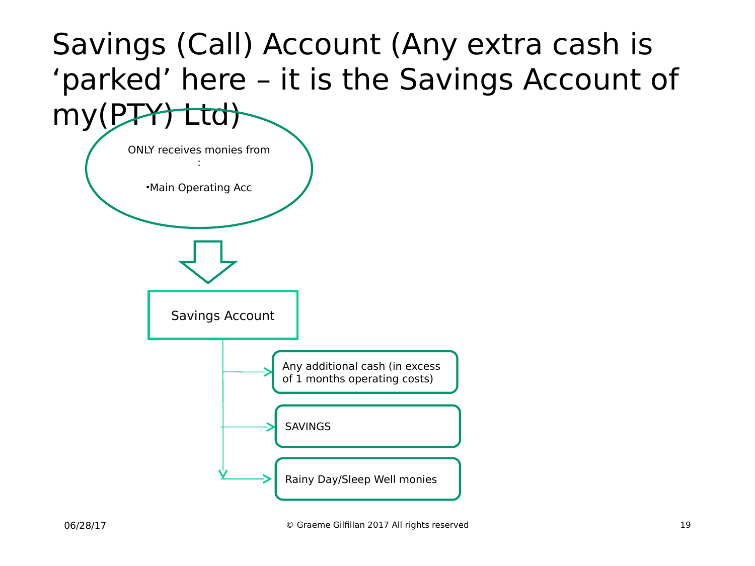# Savings (Call) Account (Any extra cash is 'parked' here – it is the Savings Account of my(PTY) Ltd)

ONLY receives monies from :

- Main Operating Acc

Savings Account

- Any additional cash (in excess of 1 months operating costs)
- SAVINGS
- Rainy Day/Sleep Well monies

06/28/17

© Graeme Gilfillan 2017 All rights reserved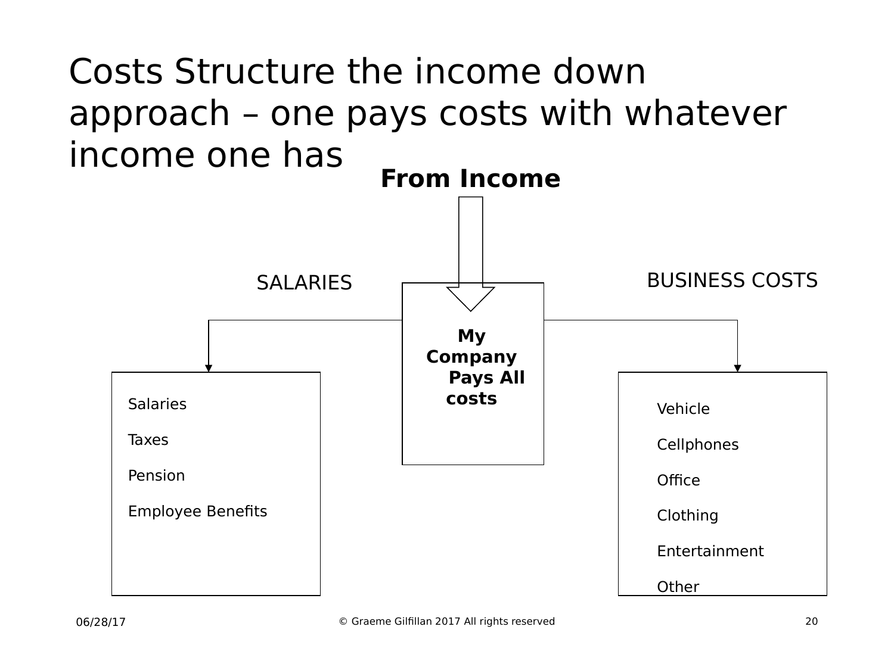# Costs Structure the income down approach – one pays costs with whatever income one has

**From Income**

**My Company Pays All costs**

SALARIES

- Salaries
- Taxes
- Pension
- Employee Benefits

BUSINESS COSTS

- Vehicle
- Cellphones
- Office
- Clothing
- Entertainment
- Other

06/28/17

© Graeme Gilfillan 2017 All rights reserved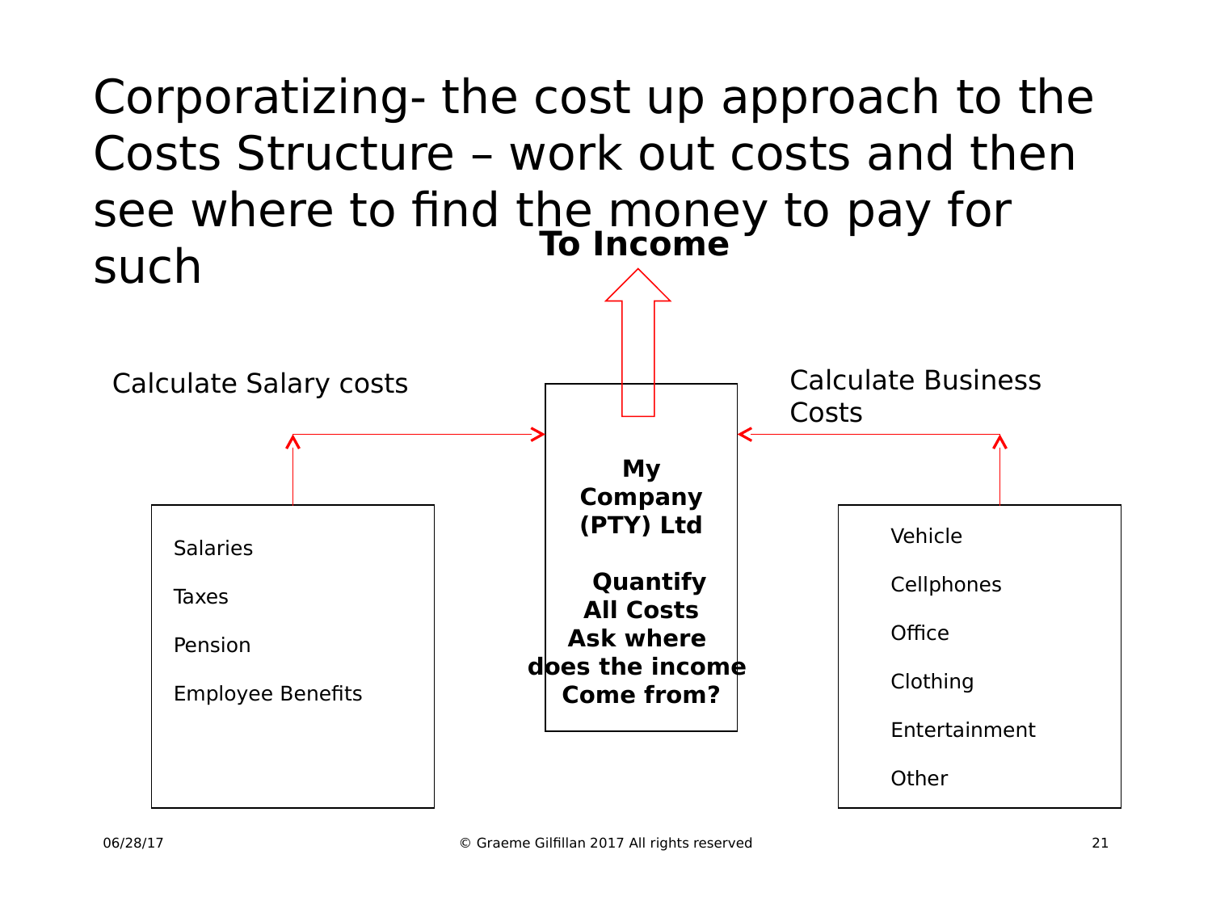# Corporatizing- the cost up approach to the Costs Structure – work out costs and then see where to find the money to pay for such

**To Income**

Calculate Salary costs

- Salaries
- Taxes
- Pension
- Employee Benefits

**My Company (PTY) Ltd**

**Quantify All Costs Ask where does the income Come from?**

Calculate Business Costs

- Vehicle
- Cellphones
- Office
- Clothing
- Entertainment
- Other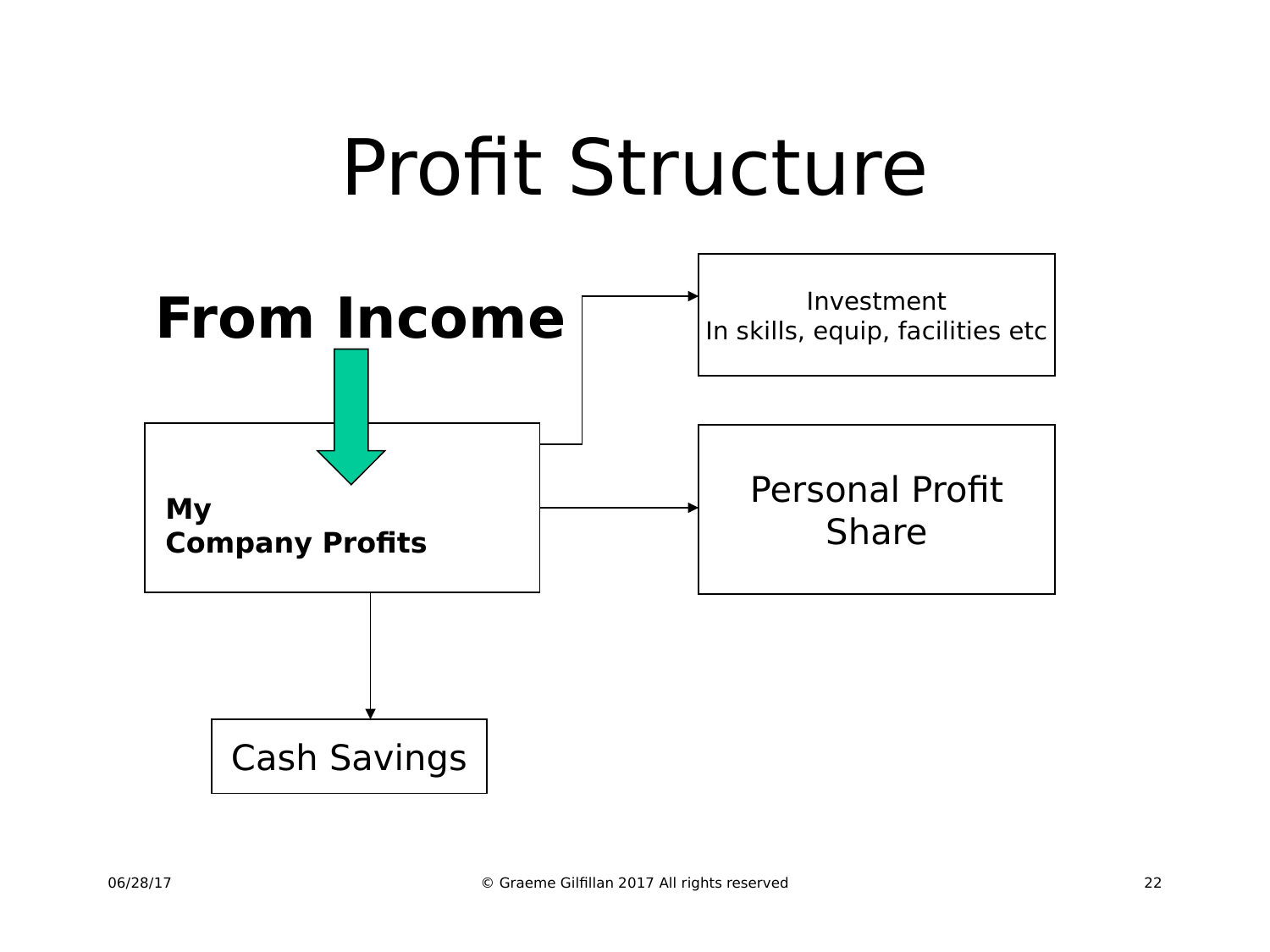# Profit Structure

**From Income**

**My**
**Company Profits**

Investment
In skills, equip, facilities etc

Personal Profit Share

Cash Savings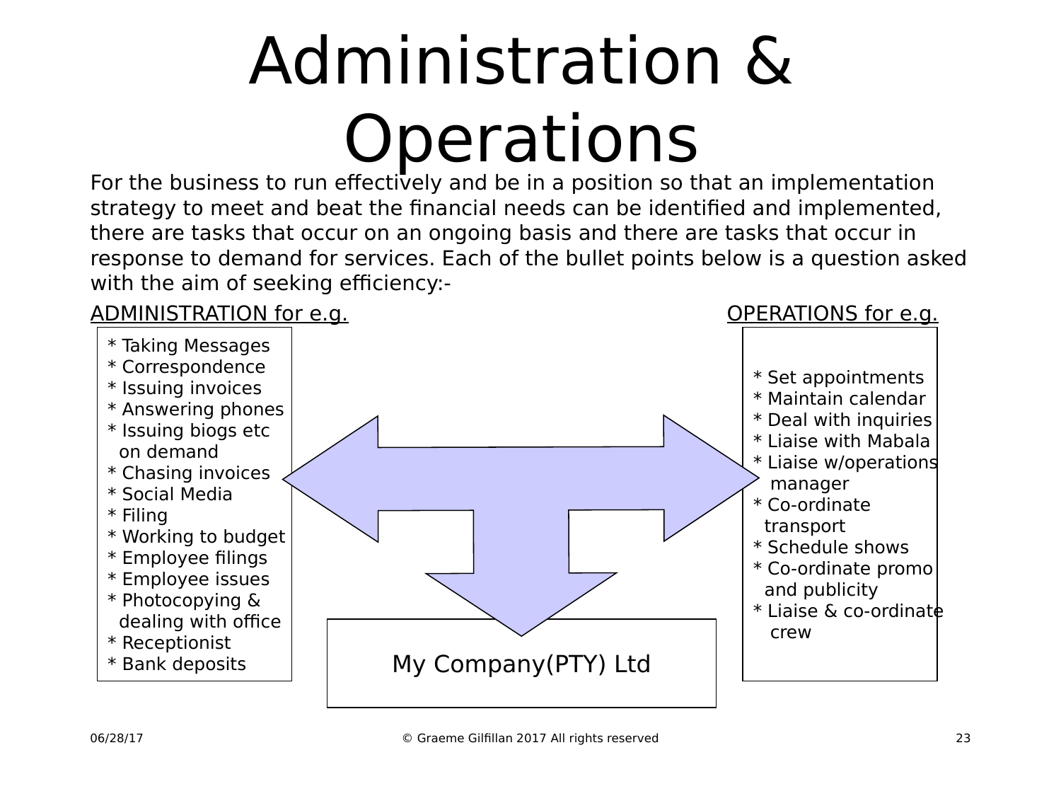# Administration & Operations

For the business to run effectively and be in a position so that an implementation strategy to meet and beat the financial needs can be identified and implemented, there are tasks that occur on an ongoing basis and there are tasks that occur in response to demand for services. Each of the bullet points below is a question asked with the aim of seeking efficiency:-

<u>ADMINISTRATION for e.g.</u>

* Taking Messages
* Correspondence
* Issuing invoices
* Answering phones
* Issuing biogs etc on demand
* Chasing invoices
* Social Media
* Filing
* Working to budget
* Employee filings
* Employee issues
* Photocopying & dealing with office
* Receptionist
* Bank deposits

<u>OPERATIONS for e.g.</u>

* Set appointments
* Maintain calendar
* Deal with inquiries
* Liaise with Mabala
* Liaise w/operations manager
* Co-ordinate transport
* Schedule shows
* Co-ordinate promo and publicity
* Liaise & co-ordinate crew

My Company(PTY) Ltd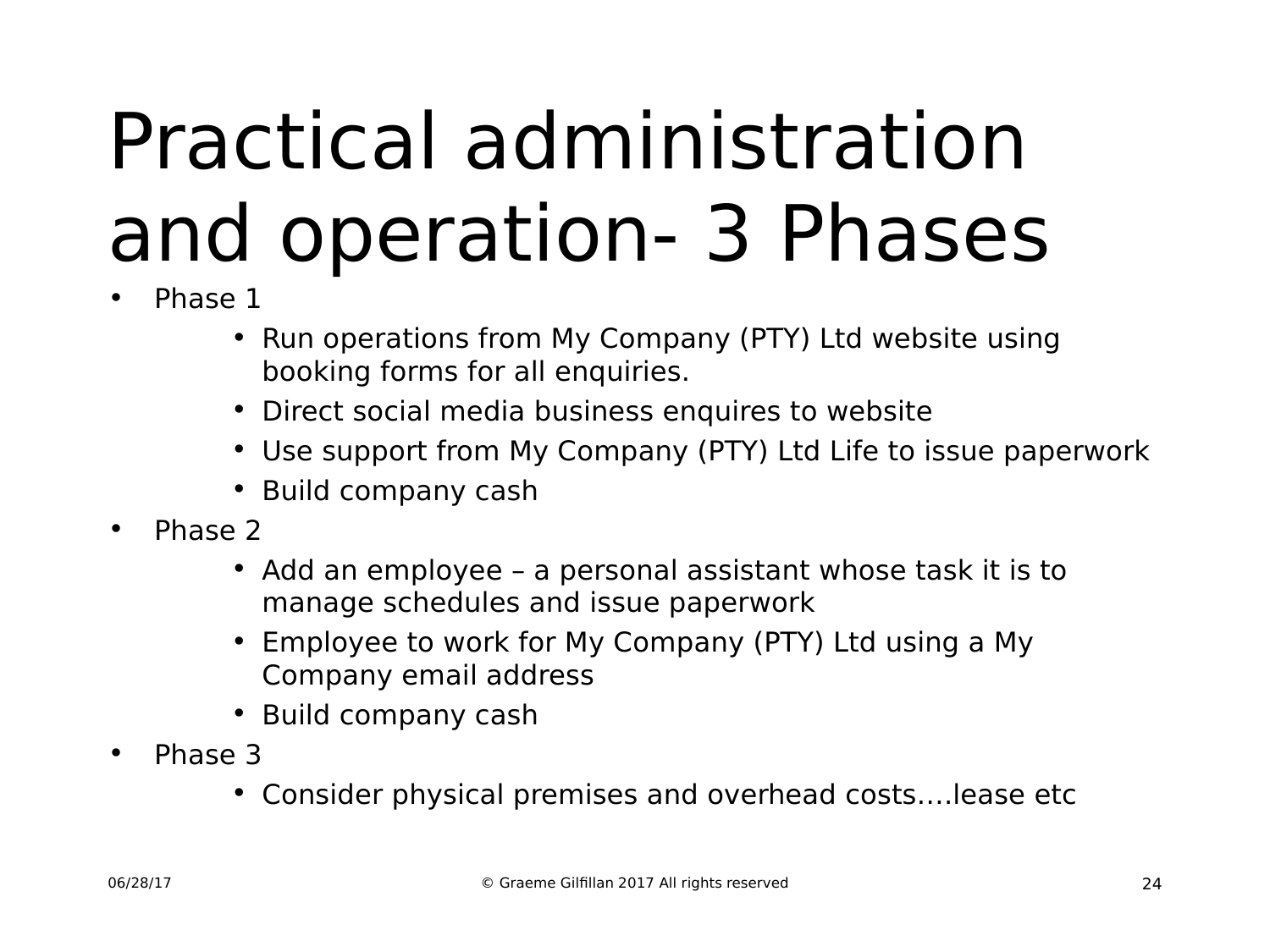# Practical administration and operation- 3 Phases

- Phase 1
  - Run operations from My Company (PTY) Ltd website using booking forms for all enquiries.
  - Direct social media business enquires to website
  - Use support from My Company (PTY) Ltd Life to issue paperwork
  - Build company cash
- Phase 2
  - Add an employee – a personal assistant whose task it is to manage schedules and issue paperwork
  - Employee to work for My Company (PTY) Ltd using a My Company email address
  - Build company cash
- Phase 3
  - Consider physical premises and overhead costs….lease etc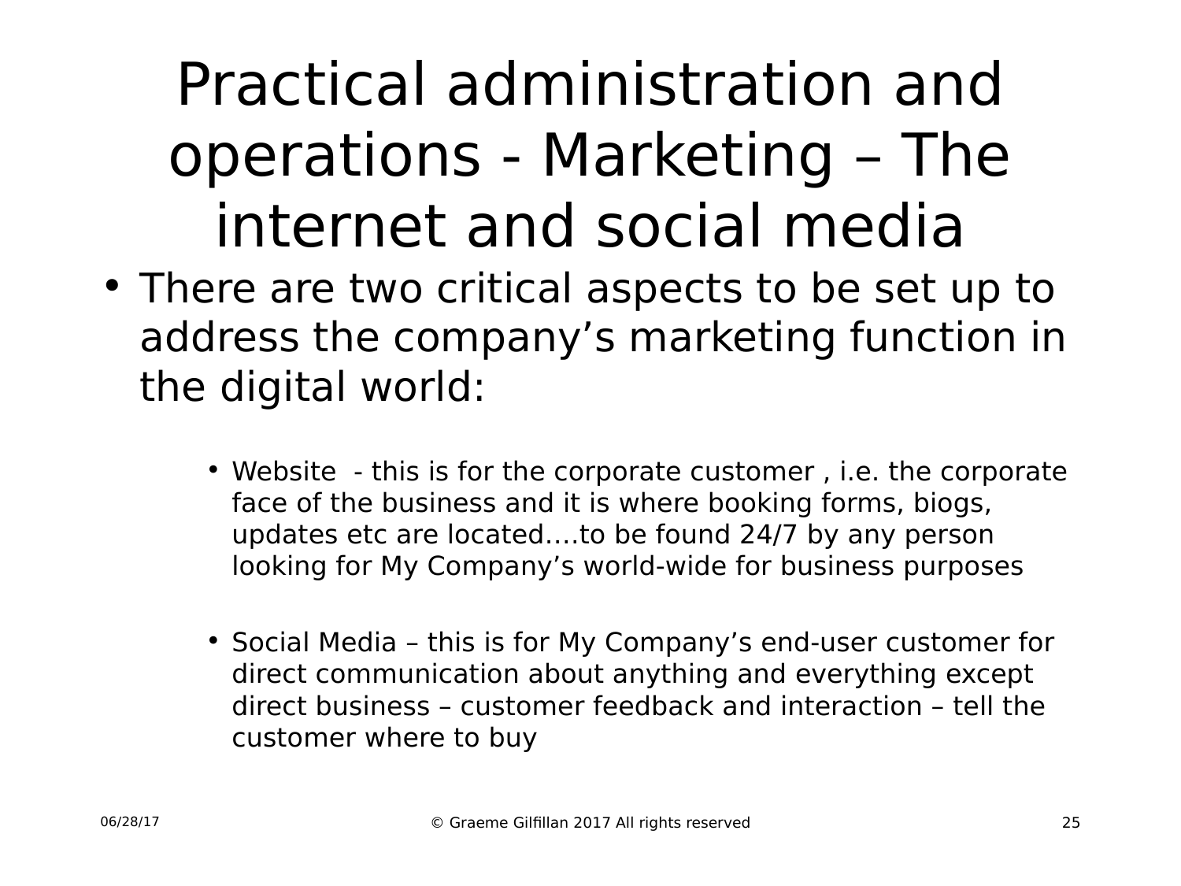# Practical administration and operations - Marketing – The internet and social media

- There are two critical aspects to be set up to address the company's marketing function in the digital world:
  - Website - this is for the corporate customer , i.e. the corporate face of the business and it is where booking forms, biogs, updates etc are located….to be found 24/7 by any person looking for My Company's world-wide for business purposes
  - Social Media – this is for My Company's end-user customer for direct communication about anything and everything except direct business – customer feedback and interaction – tell the customer where to buy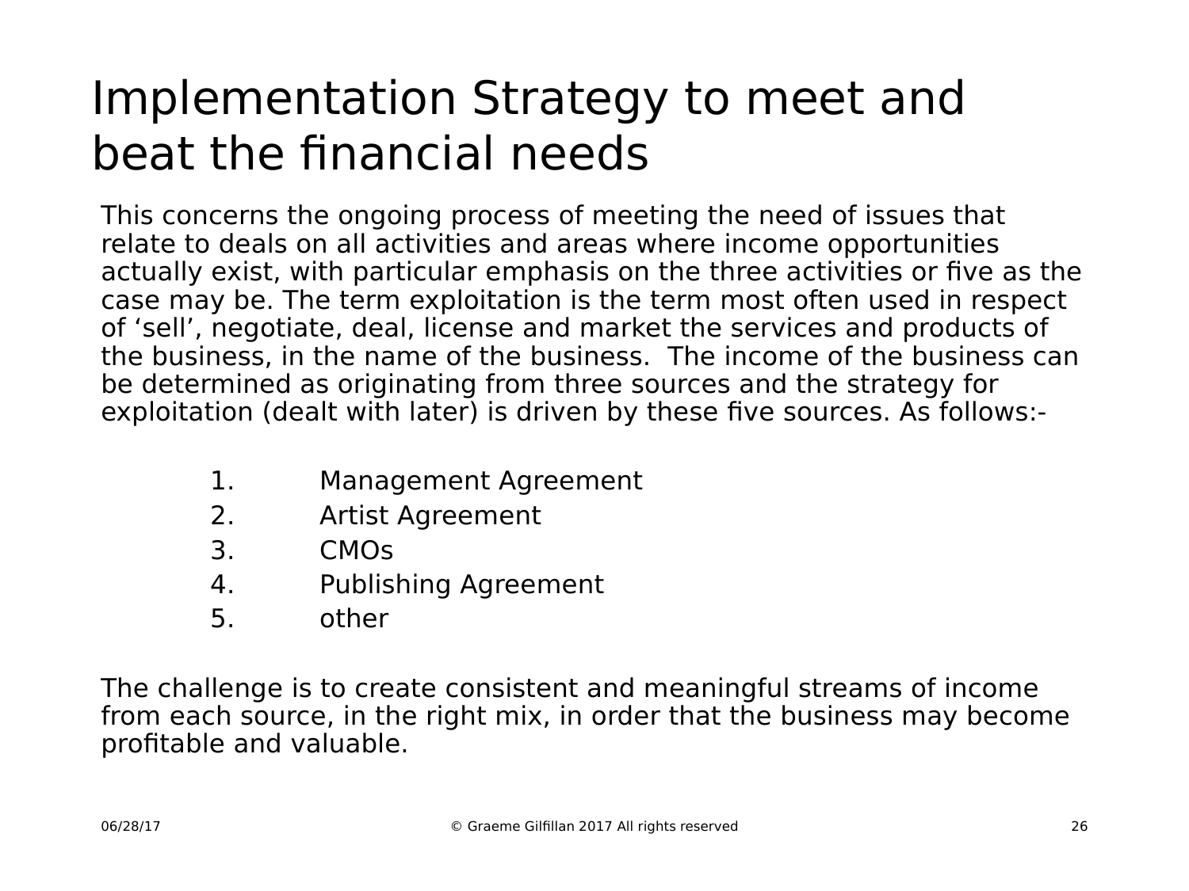# Implementation Strategy to meet and beat the financial needs

This concerns the ongoing process of meeting the need of issues that relate to deals on all activities and areas where income opportunities actually exist, with particular emphasis on the three activities or five as the case may be. The term exploitation is the term most often used in respect of ‘sell’, negotiate, deal, license and market the services and products of the business, in the name of the business.  The income of the business can be determined as originating from three sources and the strategy for exploitation (dealt with later) is driven by these five sources. As follows:-

1. Management Agreement
2. Artist Agreement
3. CMOs
4. Publishing Agreement
5. other

The challenge is to create consistent and meaningful streams of income from each source, in the right mix, in order that the business may become profitable and valuable.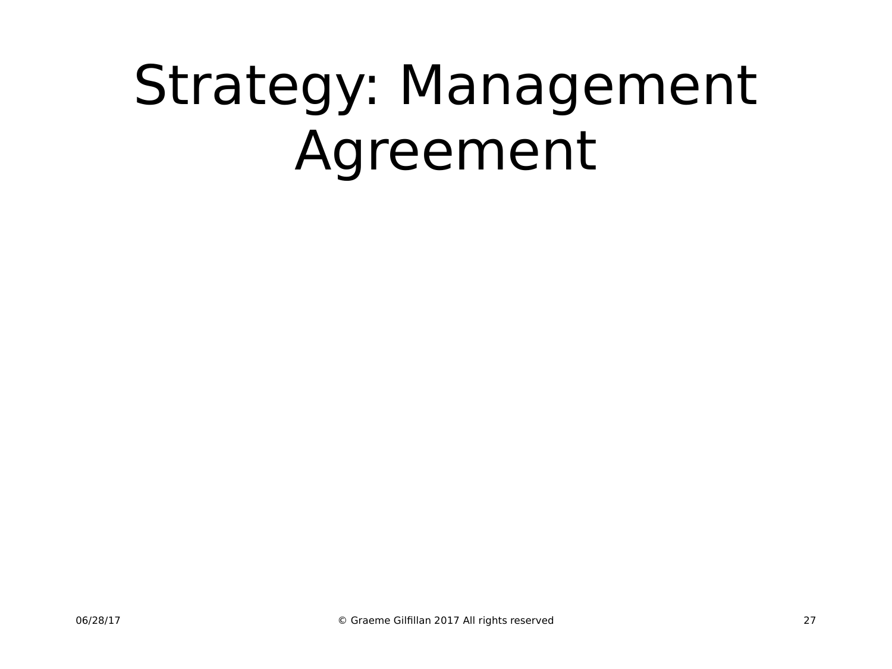# Strategy: Management Agreement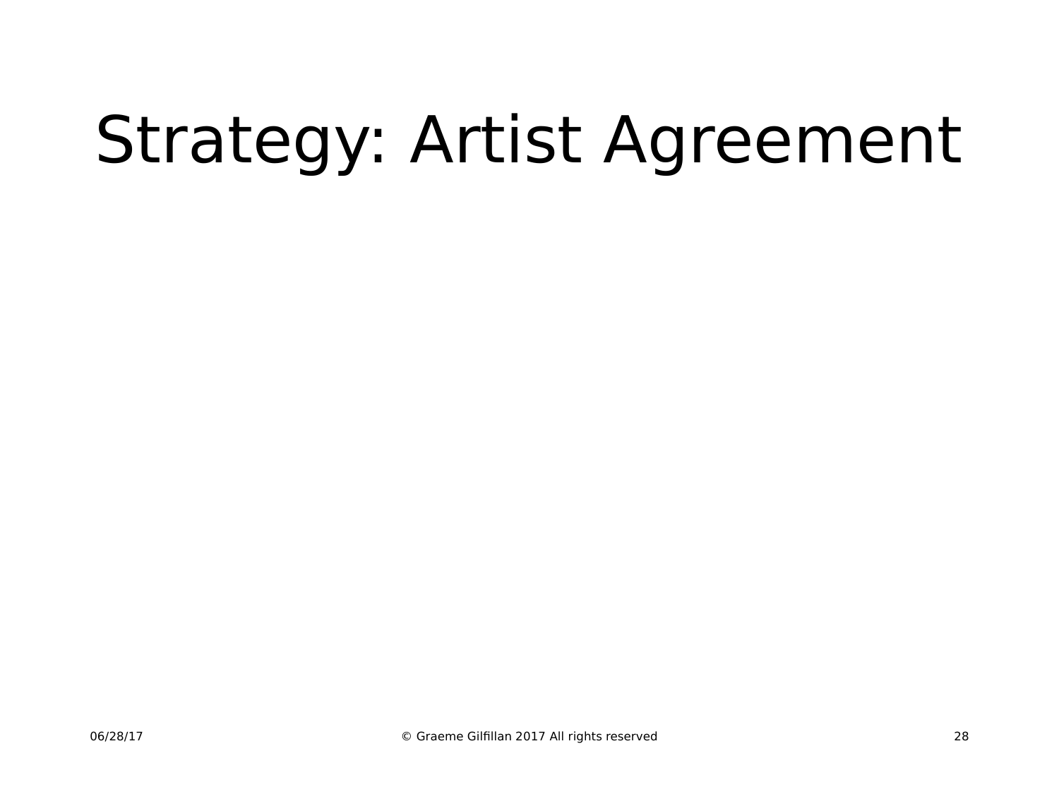# Strategy: Artist Agreement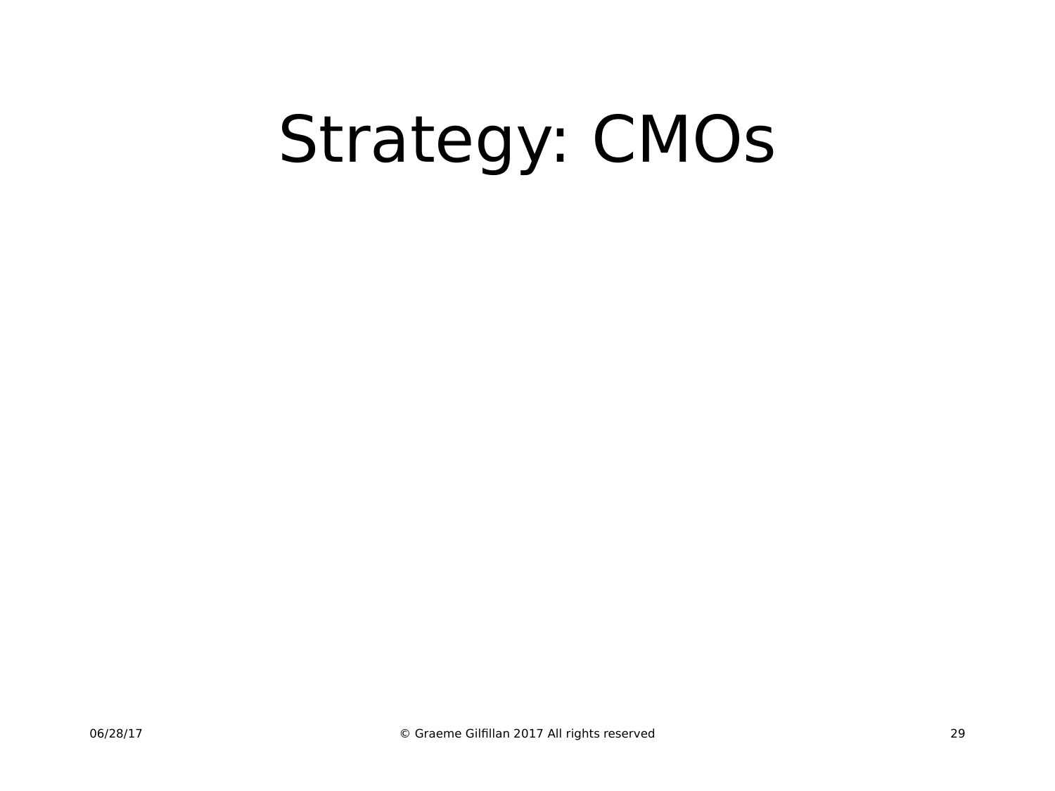# Strategy: CMOs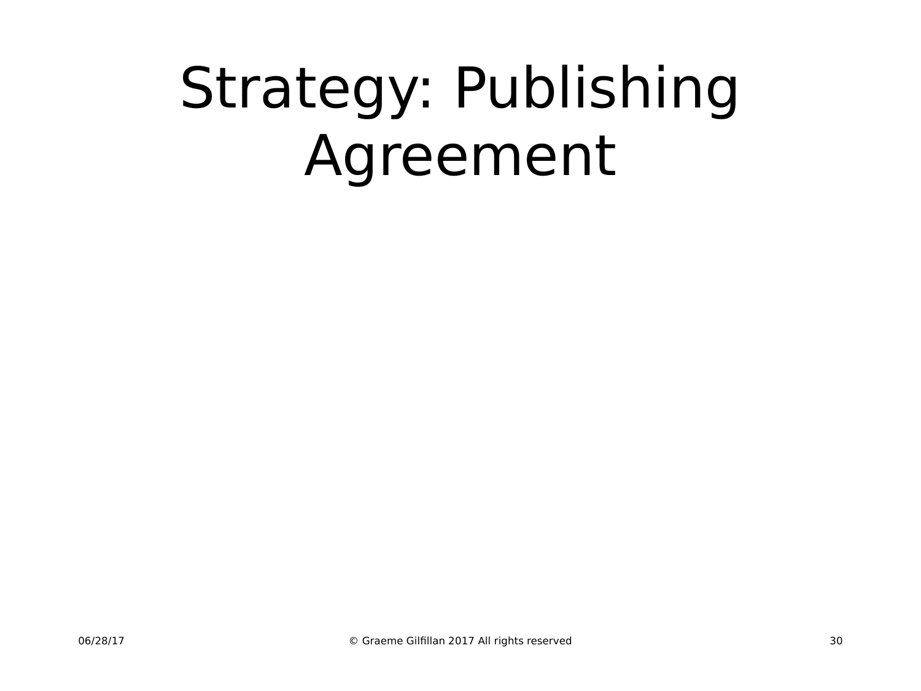# Strategy: Publishing Agreement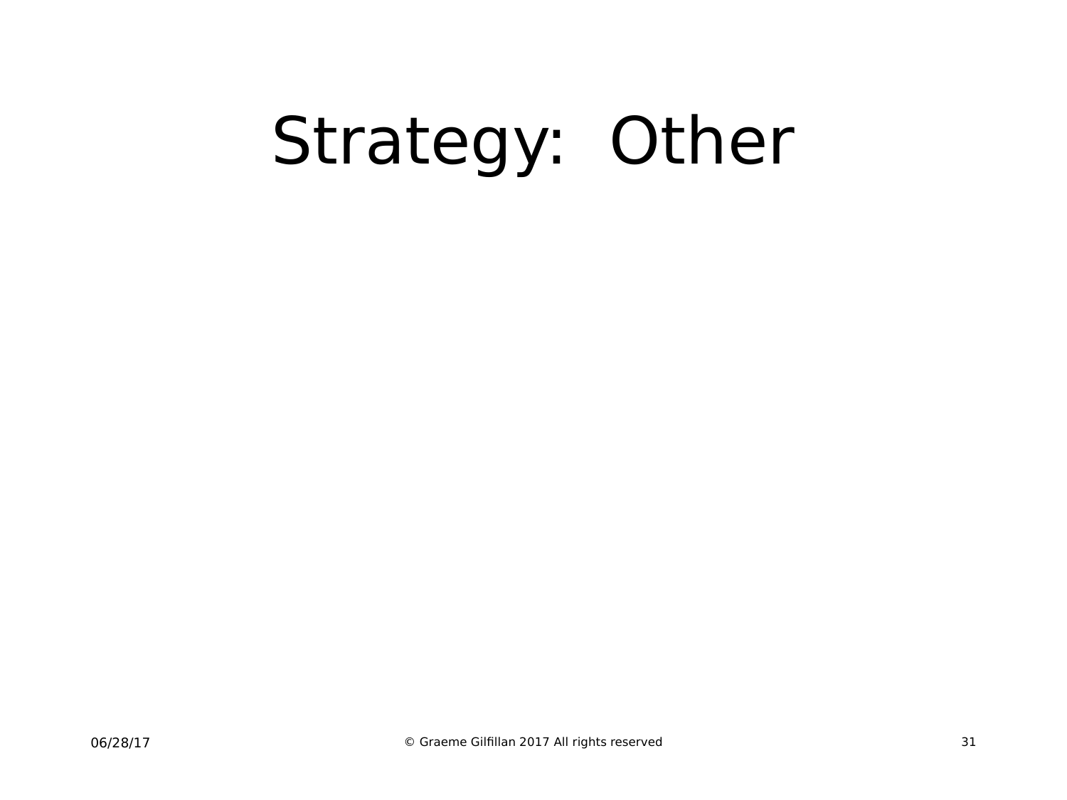# Strategy:  Other